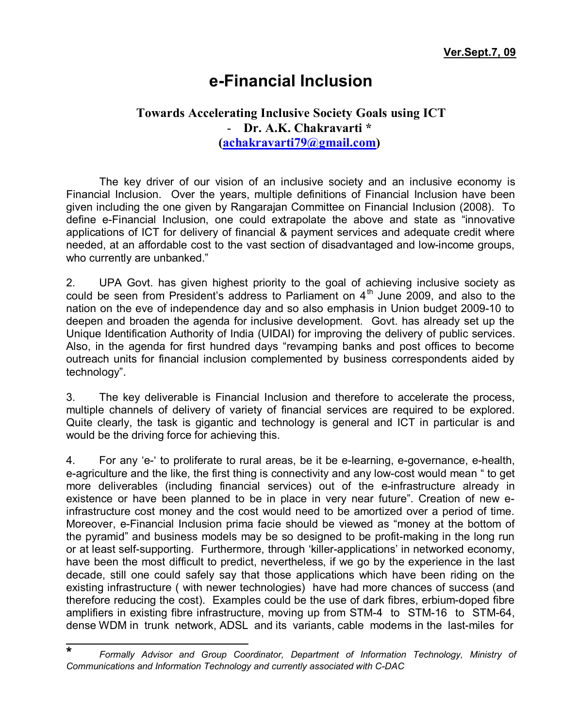**Ver.Sept.7, 09**

# e-Financial Inclusion

## Towards Accelerating Inclusive Society Goals using ICT

**- Dr. A.K. Chakravarti ***

**(achakravarti79@gmail.com)**

The key driver of our vision of an inclusive society and an inclusive economy is Financial Inclusion. Over the years, multiple definitions of Financial Inclusion have been given including the one given by Rangarajan Committee on Financial Inclusion (2008). To define e-Financial Inclusion, one could extrapolate the above and state as "innovative applications of ICT for delivery of financial & payment services and adequate credit where needed, at an affordable cost to the vast section of disadvantaged and low-income groups, who currently are unbanked."

2. UPA Govt. has given highest priority to the goal of achieving inclusive society as could be seen from President's address to Parliament on 4th June 2009, and also to the nation on the eve of independence day and so also emphasis in Union budget 2009-10 to deepen and broaden the agenda for inclusive development. Govt. has already set up the Unique Identification Authority of India (UIDAI) for improving the delivery of public services. Also, in the agenda for first hundred days "revamping banks and post offices to become outreach units for financial inclusion complemented by business correspondents aided by technology".

3. The key deliverable is Financial Inclusion and therefore to accelerate the process, multiple channels of delivery of variety of financial services are required to be explored. Quite clearly, the task is gigantic and technology is general and ICT in particular is and would be the driving force for achieving this.

4. For any 'e-' to proliferate to rural areas, be it be e-learning, e-governance, e-health, e-agriculture and the like, the first thing is connectivity and any low-cost would mean " to get more deliverables (including financial services) out of the e-infrastructure already in existence or have been planned to be in place in very near future". Creation of new e-infrastructure cost money and the cost would need to be amortized over a period of time. Moreover, e-Financial Inclusion prima facie should be viewed as "money at the bottom of the pyramid" and business models may be so designed to be profit-making in the long run or at least self-supporting. Furthermore, through 'killer-applications' in networked economy, have been the most difficult to predict, nevertheless, if we go by the experience in the last decade, still one could safely say that those applications which have been riding on the existing infrastructure ( with newer technologies) have had more chances of success (and therefore reducing the cost). Examples could be the use of dark fibres, erbium-doped fibre amplifiers in existing fibre infrastructure, moving up from STM-4 to STM-16 to STM-64, dense WDM in trunk network, ADSL and its variants, cable modems in the last-miles for

---

\* *Formally Advisor and Group Coordinator, Department of Information Technology, Ministry of Communications and Information Technology and currently associated with C-DAC*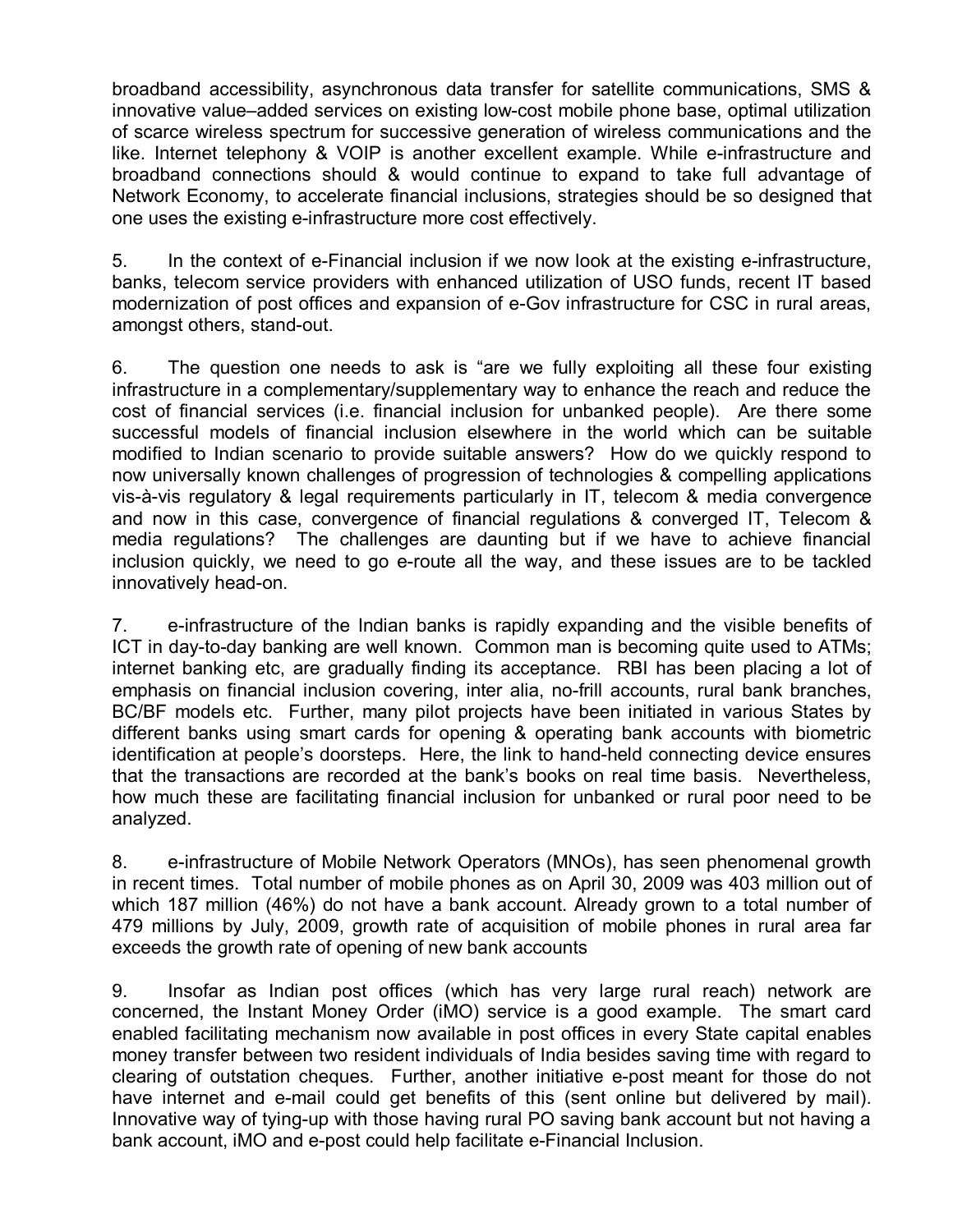broadband accessibility, asynchronous data transfer for satellite communications, SMS & innovative value–added services on existing low-cost mobile phone base, optimal utilization of scarce wireless spectrum for successive generation of wireless communications and the like. Internet telephony & VOIP is another excellent example. While e-infrastructure and broadband connections should & would continue to expand to take full advantage of Network Economy, to accelerate financial inclusions, strategies should be so designed that one uses the existing e-infrastructure more cost effectively.

5. In the context of e-Financial inclusion if we now look at the existing e-infrastructure, banks, telecom service providers with enhanced utilization of USO funds, recent IT based modernization of post offices and expansion of e-Gov infrastructure for CSC in rural areas, amongst others, stand-out.

6. The question one needs to ask is "are we fully exploiting all these four existing infrastructure in a complementary/supplementary way to enhance the reach and reduce the cost of financial services (i.e. financial inclusion for unbanked people). Are there some successful models of financial inclusion elsewhere in the world which can be suitable modified to Indian scenario to provide suitable answers? How do we quickly respond to now universally known challenges of progression of technologies & compelling applications vis-à-vis regulatory & legal requirements particularly in IT, telecom & media convergence and now in this case, convergence of financial regulations & converged IT, Telecom & media regulations? The challenges are daunting but if we have to achieve financial inclusion quickly, we need to go e-route all the way, and these issues are to be tackled innovatively head-on.

7. e-infrastructure of the Indian banks is rapidly expanding and the visible benefits of ICT in day-to-day banking are well known. Common man is becoming quite used to ATMs; internet banking etc, are gradually finding its acceptance. RBI has been placing a lot of emphasis on financial inclusion covering, inter alia, no-frill accounts, rural bank branches, BC/BF models etc. Further, many pilot projects have been initiated in various States by different banks using smart cards for opening & operating bank accounts with biometric identification at people's doorsteps. Here, the link to hand-held connecting device ensures that the transactions are recorded at the bank's books on real time basis. Nevertheless, how much these are facilitating financial inclusion for unbanked or rural poor need to be analyzed.

8. e-infrastructure of Mobile Network Operators (MNOs), has seen phenomenal growth in recent times. Total number of mobile phones as on April 30, 2009 was 403 million out of which 187 million (46%) do not have a bank account. Already grown to a total number of 479 millions by July, 2009, growth rate of acquisition of mobile phones in rural area far exceeds the growth rate of opening of new bank accounts

9. Insofar as Indian post offices (which has very large rural reach) network are concerned, the Instant Money Order (iMO) service is a good example. The smart card enabled facilitating mechanism now available in post offices in every State capital enables money transfer between two resident individuals of India besides saving time with regard to clearing of outstation cheques. Further, another initiative e-post meant for those do not have internet and e-mail could get benefits of this (sent online but delivered by mail). Innovative way of tying-up with those having rural PO saving bank account but not having a bank account, iMO and e-post could help facilitate e-Financial Inclusion.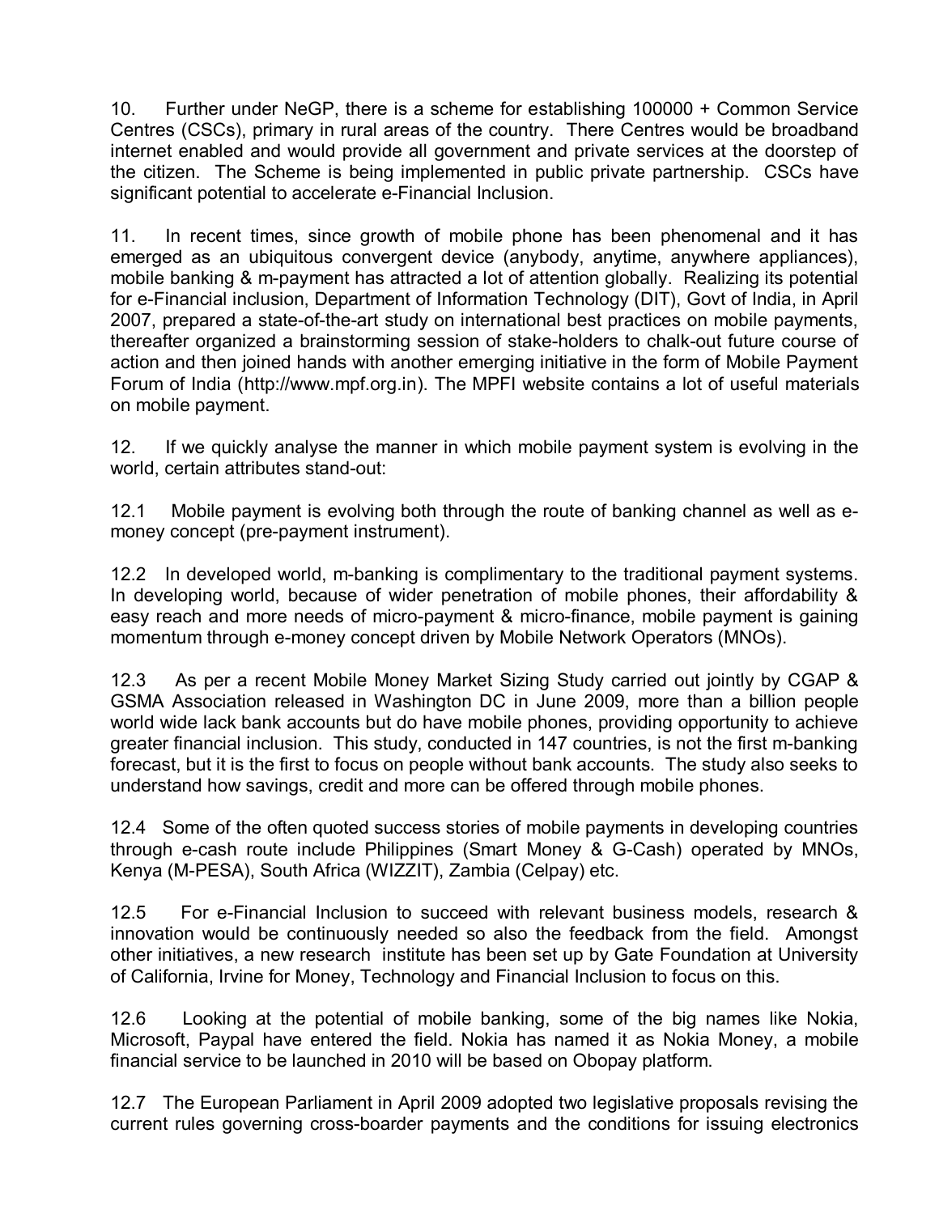10. Further under NeGP, there is a scheme for establishing 100000 + Common Service Centres (CSCs), primary in rural areas of the country. There Centres would be broadband internet enabled and would provide all government and private services at the doorstep of the citizen. The Scheme is being implemented in public private partnership. CSCs have significant potential to accelerate e-Financial Inclusion.

11. In recent times, since growth of mobile phone has been phenomenal and it has emerged as an ubiquitous convergent device (anybody, anytime, anywhere appliances), mobile banking & m-payment has attracted a lot of attention globally. Realizing its potential for e-Financial inclusion, Department of Information Technology (DIT), Govt of India, in April 2007, prepared a state-of-the-art study on international best practices on mobile payments, thereafter organized a brainstorming session of stake-holders to chalk-out future course of action and then joined hands with another emerging initiative in the form of Mobile Payment Forum of India (http://www.mpf.org.in). The MPFI website contains a lot of useful materials on mobile payment.

12. If we quickly analyse the manner in which mobile payment system is evolving in the world, certain attributes stand-out:

12.1 Mobile payment is evolving both through the route of banking channel as well as e-money concept (pre-payment instrument).

12.2 In developed world, m-banking is complimentary to the traditional payment systems. In developing world, because of wider penetration of mobile phones, their affordability & easy reach and more needs of micro-payment & micro-finance, mobile payment is gaining momentum through e-money concept driven by Mobile Network Operators (MNOs).

12.3 As per a recent Mobile Money Market Sizing Study carried out jointly by CGAP & GSMA Association released in Washington DC in June 2009, more than a billion people world wide lack bank accounts but do have mobile phones, providing opportunity to achieve greater financial inclusion. This study, conducted in 147 countries, is not the first m-banking forecast, but it is the first to focus on people without bank accounts. The study also seeks to understand how savings, credit and more can be offered through mobile phones.

12.4 Some of the often quoted success stories of mobile payments in developing countries through e-cash route include Philippines (Smart Money & G-Cash) operated by MNOs, Kenya (M-PESA), South Africa (WIZZIT), Zambia (Celpay) etc.

12.5 For e-Financial Inclusion to succeed with relevant business models, research & innovation would be continuously needed so also the feedback from the field. Amongst other initiatives, a new research institute has been set up by Gate Foundation at University of California, Irvine for Money, Technology and Financial Inclusion to focus on this.

12.6 Looking at the potential of mobile banking, some of the big names like Nokia, Microsoft, Paypal have entered the field. Nokia has named it as Nokia Money, a mobile financial service to be launched in 2010 will be based on Obopay platform.

12.7 The European Parliament in April 2009 adopted two legislative proposals revising the current rules governing cross-boarder payments and the conditions for issuing electronics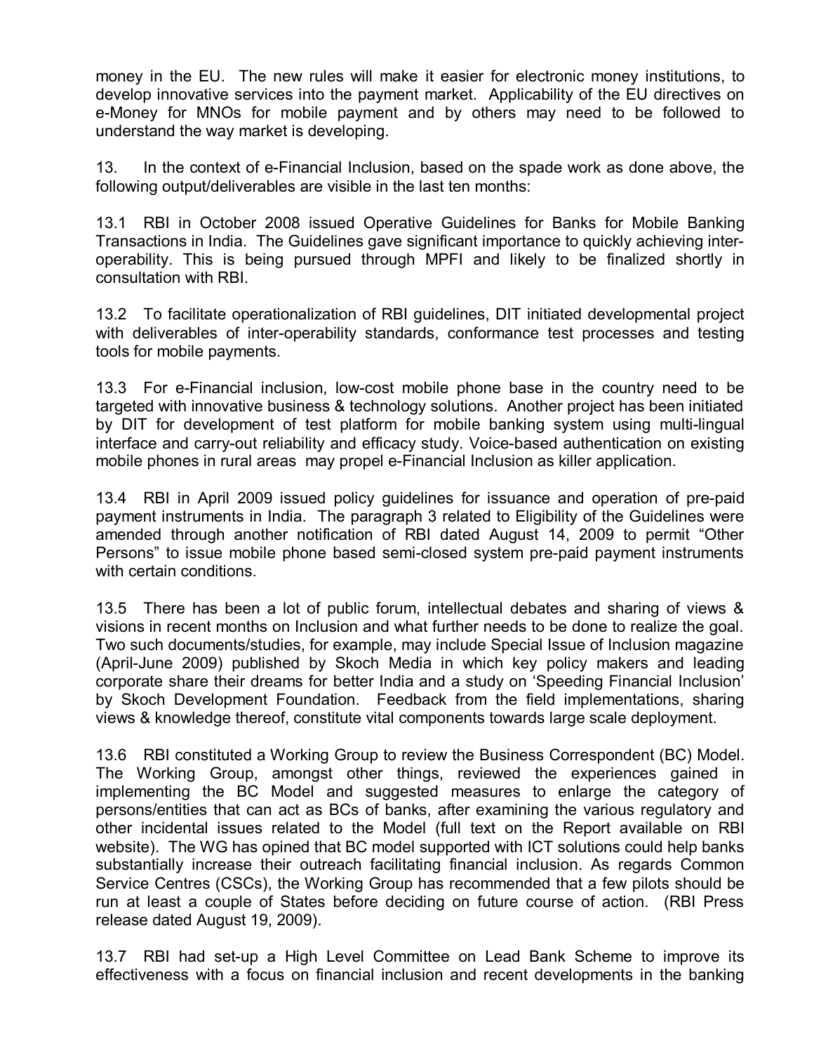money in the EU. The new rules will make it easier for electronic money institutions, to develop innovative services into the payment market. Applicability of the EU directives on e-Money for MNOs for mobile payment and by others may need to be followed to understand the way market is developing.

13. In the context of e-Financial Inclusion, based on the spade work as done above, the following output/deliverables are visible in the last ten months:

13.1 RBI in October 2008 issued Operative Guidelines for Banks for Mobile Banking Transactions in India. The Guidelines gave significant importance to quickly achieving inter-operability. This is being pursued through MPFI and likely to be finalized shortly in consultation with RBI.

13.2 To facilitate operationalization of RBI guidelines, DIT initiated developmental project with deliverables of inter-operability standards, conformance test processes and testing tools for mobile payments.

13.3 For e-Financial inclusion, low-cost mobile phone base in the country need to be targeted with innovative business & technology solutions. Another project has been initiated by DIT for development of test platform for mobile banking system using multi-lingual interface and carry-out reliability and efficacy study. Voice-based authentication on existing mobile phones in rural areas may propel e-Financial Inclusion as killer application.

13.4 RBI in April 2009 issued policy guidelines for issuance and operation of pre-paid payment instruments in India. The paragraph 3 related to Eligibility of the Guidelines were amended through another notification of RBI dated August 14, 2009 to permit "Other Persons" to issue mobile phone based semi-closed system pre-paid payment instruments with certain conditions.

13.5 There has been a lot of public forum, intellectual debates and sharing of views & visions in recent months on Inclusion and what further needs to be done to realize the goal. Two such documents/studies, for example, may include Special Issue of Inclusion magazine (April-June 2009) published by Skoch Media in which key policy makers and leading corporate share their dreams for better India and a study on 'Speeding Financial Inclusion' by Skoch Development Foundation. Feedback from the field implementations, sharing views & knowledge thereof, constitute vital components towards large scale deployment.

13.6 RBI constituted a Working Group to review the Business Correspondent (BC) Model. The Working Group, amongst other things, reviewed the experiences gained in implementing the BC Model and suggested measures to enlarge the category of persons/entities that can act as BCs of banks, after examining the various regulatory and other incidental issues related to the Model (full text on the Report available on RBI website). The WG has opined that BC model supported with ICT solutions could help banks substantially increase their outreach facilitating financial inclusion. As regards Common Service Centres (CSCs), the Working Group has recommended that a few pilots should be run at least a couple of States before deciding on future course of action. (RBI Press release dated August 19, 2009).

13.7 RBI had set-up a High Level Committee on Lead Bank Scheme to improve its effectiveness with a focus on financial inclusion and recent developments in the banking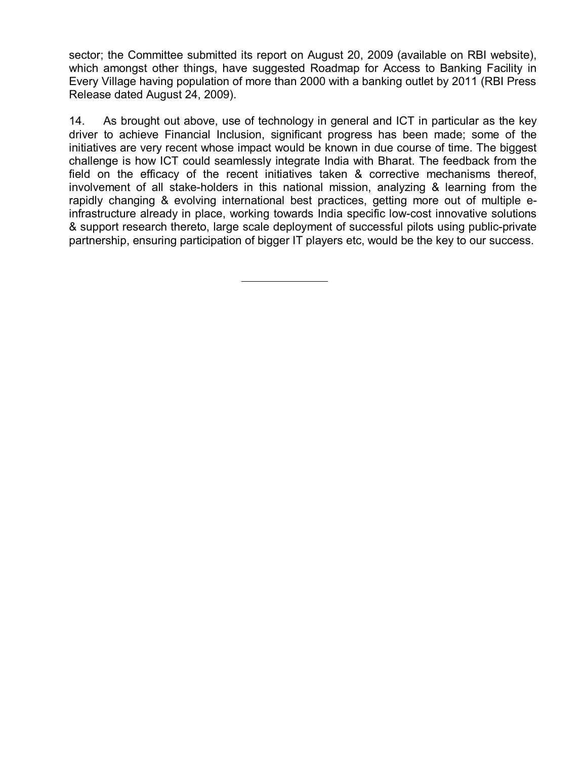sector; the Committee submitted its report on August 20, 2009 (available on RBI website), which amongst other things, have suggested Roadmap for Access to Banking Facility in Every Village having population of more than 2000 with a banking outlet by 2011 (RBI Press Release dated August 24, 2009).

14. As brought out above, use of technology in general and ICT in particular as the key driver to achieve Financial Inclusion, significant progress has been made; some of the initiatives are very recent whose impact would be known in due course of time. The biggest challenge is how ICT could seamlessly integrate India with Bharat. The feedback from the field on the efficacy of the recent initiatives taken & corrective mechanisms thereof, involvement of all stake-holders in this national mission, analyzing & learning from the rapidly changing & evolving international best practices, getting more out of multiple e-infrastructure already in place, working towards India specific low-cost innovative solutions & support research thereto, large scale deployment of successful pilots using public-private partnership, ensuring participation of bigger IT players etc, would be the key to our success.

---